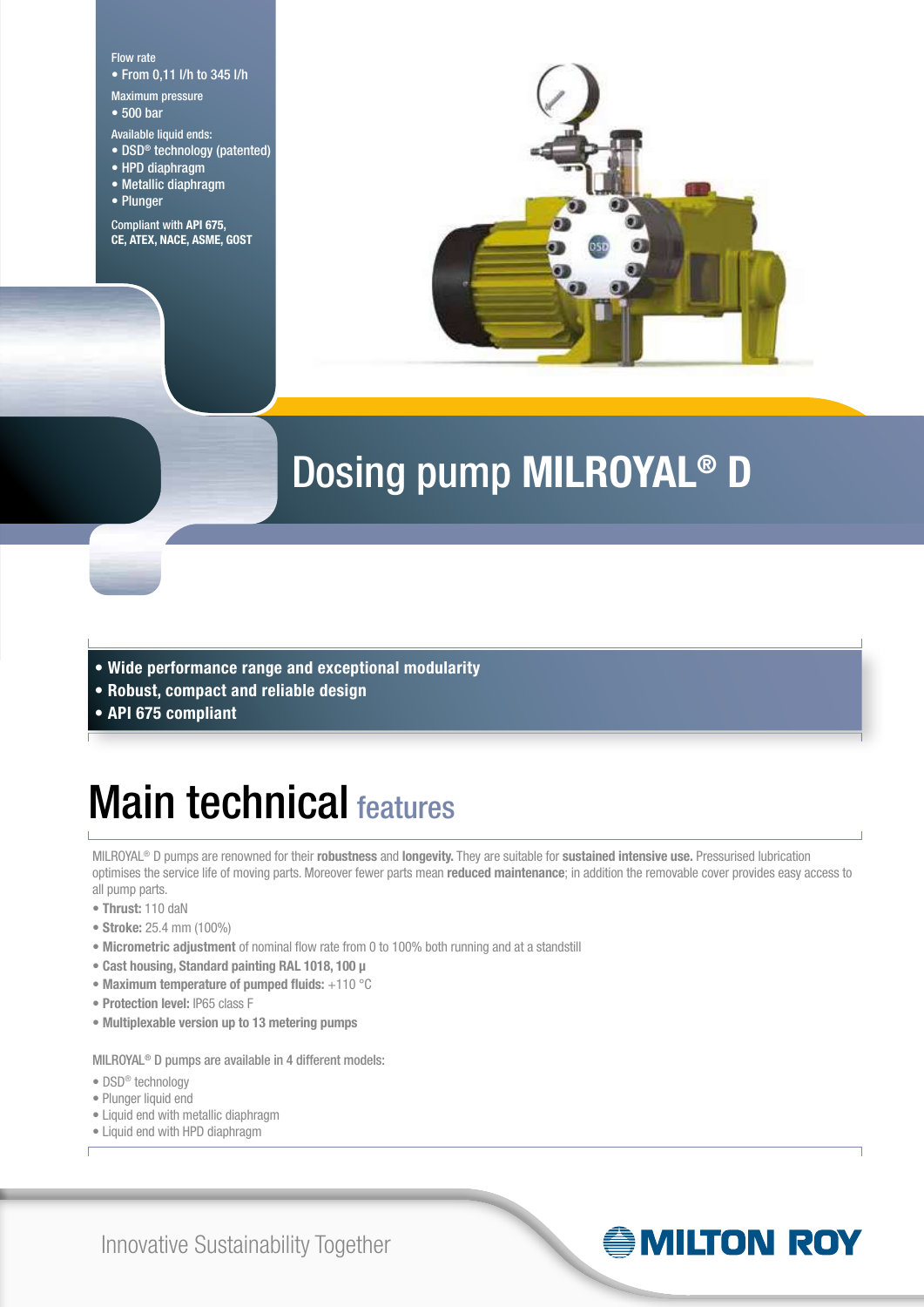Flow rate
- From 0,11 l/h to 345 l/h

Maximum pressure
- 500 bar

Available liquid ends:
- DSD® technology (patented)
- HPD diaphragm
- Metallic diaphragm
- Plunger

Compliant with **API 675, CE, ATEX, NACE, ASME, GOST**

# Dosing pump **MILROYAL® D**

- **Wide performance range and exceptional modularity**
- **Robust, compact and reliable design**
- **API 675 compliant**

## Main technical features

MILROYAL® D pumps are renowned for their **robustness** and **longevity.** They are suitable for **sustained intensive use.** Pressurised lubrication optimises the service life of moving parts. Moreover fewer parts mean **reduced maintenance**; in addition the removable cover provides easy access to all pump parts.

- **Thrust:** 110 daN
- **Stroke:** 25.4 mm (100%)
- **Micrometric adjustment** of nominal flow rate from 0 to 100% both running and at a standstill
- **Cast housing, Standard painting RAL 1018, 100 µ**
- **Maximum temperature of pumped fluids:** +110 °C
- **Protection level:** IP65 class F
- **Multiplexable version up to 13 metering pumps**

MILROYAL® D pumps are available in 4 different models:

- DSD® technology
- Plunger liquid end
- Liquid end with metallic diaphragm
- Liquid end with HPD diaphragm

Innovative Sustainability Together

MILTON ROY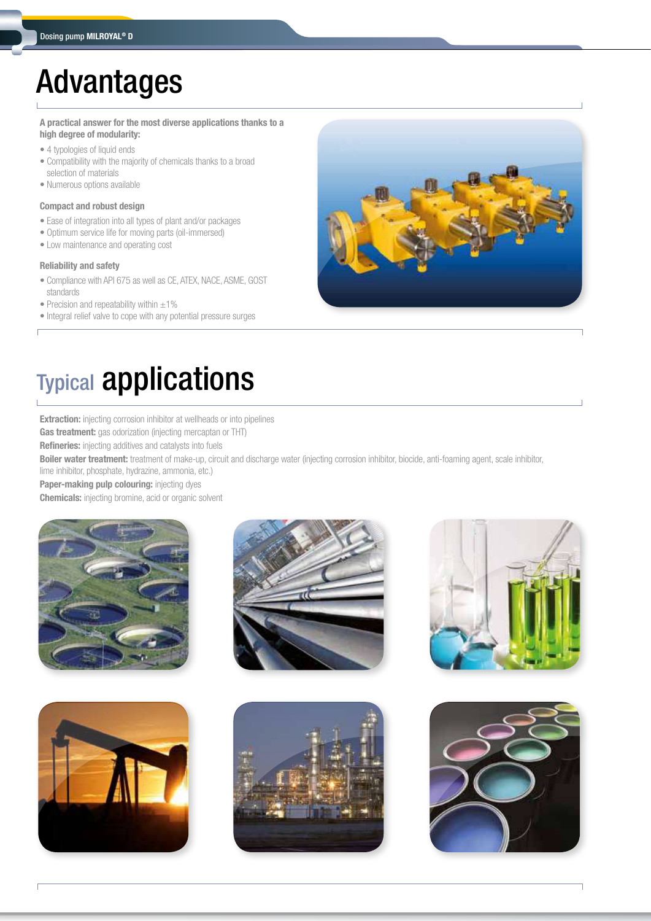# Advantages

**A practical answer for the most diverse applications thanks to a high degree of modularity:**

- 4 typologies of liquid ends
- Compatibility with the majority of chemicals thanks to a broad selection of materials
- Numerous options available

**Compact and robust design**

- Ease of integration into all types of plant and/or packages
- Optimum service life for moving parts (oil-immersed)
- Low maintenance and operating cost

**Reliability and safety**

- Compliance with API 675 as well as CE, ATEX, NACE, ASME, GOST standards
- Precision and repeatability within ±1%
- Integral relief valve to cope with any potential pressure surges

# Typical applications

**Extraction:** injecting corrosion inhibitor at wellheads or into pipelines

**Gas treatment:** gas odorization (injecting mercaptan or THT)

**Refineries:** injecting additives and catalysts into fuels

**Boiler water treatment:** treatment of make-up, circuit and discharge water (injecting corrosion inhibitor, biocide, anti-foaming agent, scale inhibitor, lime inhibitor, phosphate, hydrazine, ammonia, etc.)

**Paper-making pulp colouring:** injecting dyes

**Chemicals:** injecting bromine, acid or organic solvent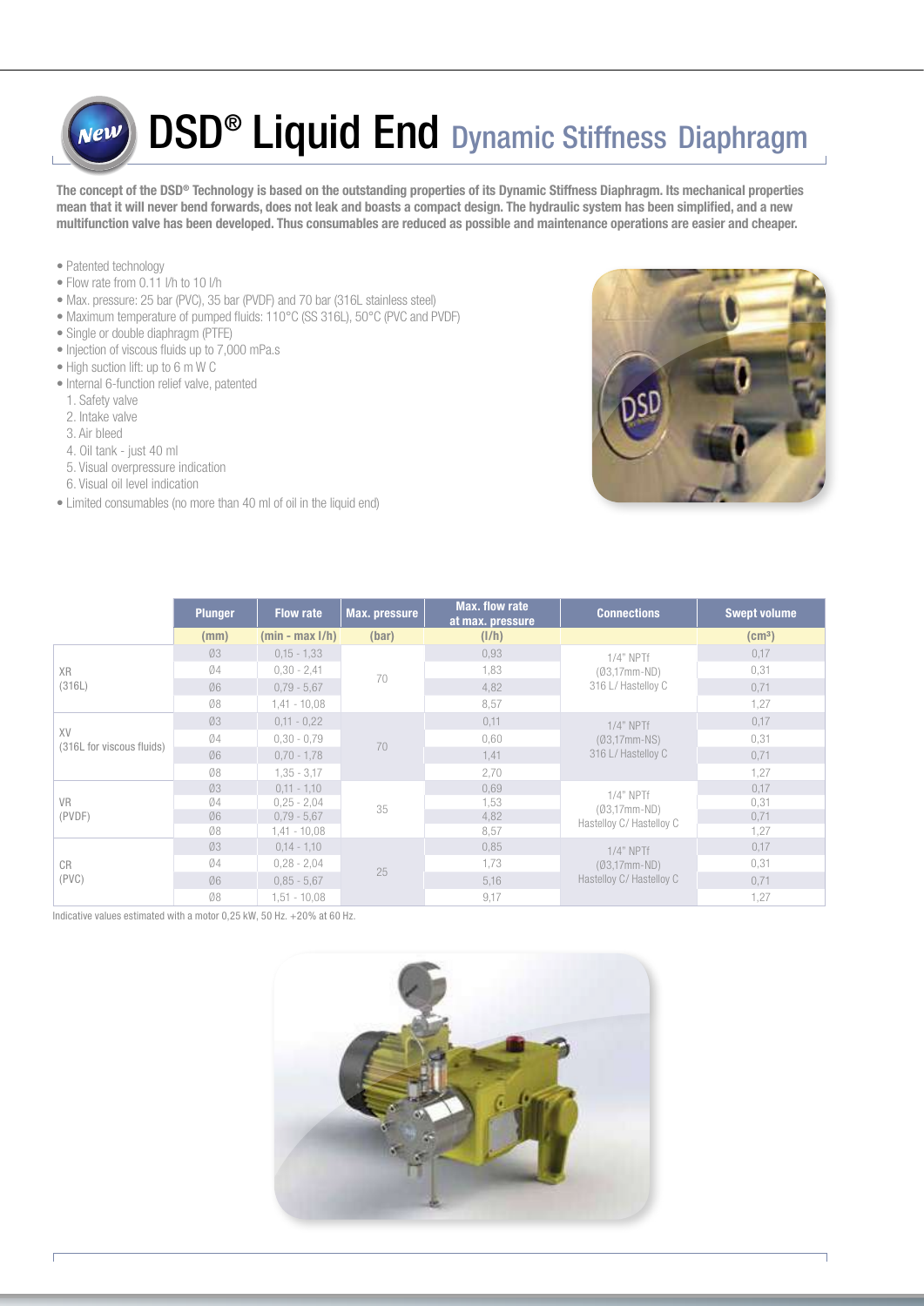# DSD® Liquid End Dynamic Stiffness Diaphragm

**The concept of the DSD® Technology is based on the outstanding properties of its Dynamic Stiffness Diaphragm. Its mechanical properties mean that it will never bend forwards, does not leak and boasts a compact design. The hydraulic system has been simplified, and a new multifunction valve has been developed. Thus consumables are reduced as possible and maintenance operations are easier and cheaper.**

- Patented technology
- Flow rate from 0.11 l/h to 10 l/h
- Max. pressure: 25 bar (PVC), 35 bar (PVDF) and 70 bar (316L stainless steel)
- Maximum temperature of pumped fluids: 110°C (SS 316L), 50°C (PVC and PVDF)
- Single or double diaphragm (PTFE)
- Injection of viscous fluids up to 7,000 mPa.s
- High suction lift: up to 6 m W C
- Internal 6-function relief valve, patented
  1. Safety valve
  2. Intake valve
  3. Air bleed
  4. Oil tank - just 40 ml
  5. Visual overpressure indication
  6. Visual oil level indication
- Limited consumables (no more than 40 ml of oil in the liquid end)

| | Plunger | Flow rate | Max. pressure | Max. flow rate at max. pressure | Connections | Swept volume |
|---|---|---|---|---|---|---|
| | (mm) | (min - max l/h) | (bar) | (l/h) | | (cm³) |
| XR (316L) | Ø3 | 0,15 - 1,33 | 70 | 0,93 | 1/4" NPTf (Ø3,17mm-ND) 316 L/ Hastelloy C | 0,17 |
| | Ø4 | 0,30 - 2,41 | | 1,83 | | 0,31 |
| | Ø6 | 0,79 - 5,67 | | 4,82 | | 0,71 |
| | Ø8 | 1,41 - 10,08 | | 8,57 | | 1,27 |
| XV (316L for viscous fluids) | Ø3 | 0,11 - 0,22 | 70 | 0,11 | 1/4" NPTf (Ø3,17mm-NS) 316 L/ Hastelloy C | 0,17 |
| | Ø4 | 0,30 - 0,79 | | 0,60 | | 0,31 |
| | Ø6 | 0,70 - 1,78 | | 1,41 | | 0,71 |
| | Ø8 | 1,35 - 3,17 | | 2,70 | | 1,27 |
| VR (PVDF) | Ø3 | 0,11 - 1,10 | 35 | 0,69 | 1/4" NPTf (Ø3,17mm-ND) Hastelloy C/ Hastelloy C | 0,17 |
| | Ø4 | 0,25 - 2,04 | | 1,53 | | 0,31 |
| | Ø6 | 0,79 - 5,67 | | 4,82 | | 0,71 |
| | Ø8 | 1,41 - 10,08 | | 8,57 | | 1,27 |
| CR (PVC) | Ø3 | 0,14 - 1,10 | 25 | 0,85 | 1/4" NPTf (Ø3,17mm-ND) Hastelloy C/ Hastelloy C | 0,17 |
| | Ø4 | 0,28 - 2,04 | | 1,73 | | 0,31 |
| | Ø6 | 0,85 - 5,67 | | 5,16 | | 0,71 |
| | Ø8 | 1,51 - 10,08 | | 9,17 | | 1,27 |

Indicative values estimated with a motor 0,25 kW, 50 Hz. +20% at 60 Hz.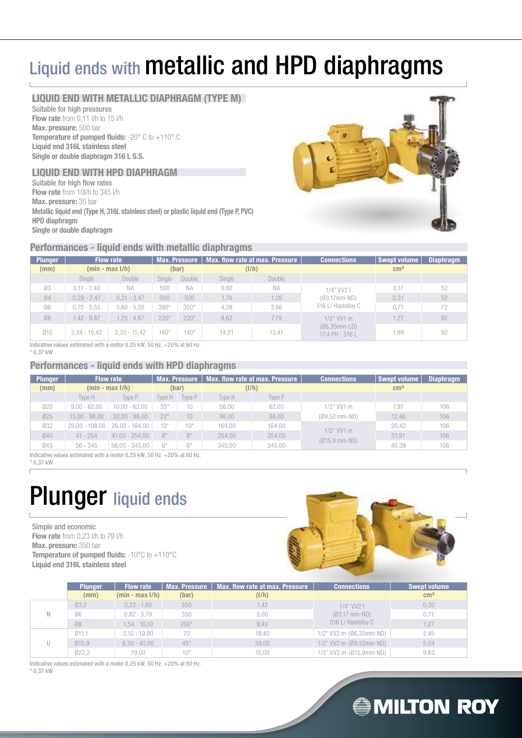# Liquid ends with metallic and HPD diaphragms

### LIQUID END WITH METALLIC DIAPHRAGM (TYPE M)

Suitable for high pressures
**Flow rate** from 0,11 l/h to 15 l/h
**Max. pressure:** 500 bar
**Temperature of pumped fluids:** -20° C to +110° C
**Liquid end 316L stainless steel**
**Single or double diaphragm 316 L S.S.**

### LIQUID END WITH HPD DIAPHRAGM

Suitable for high flow rates
**Flow rate** from 10l/h to 345 l/h
**Max. pressure:** 35 bar
**Metallic liquid end (Type H, 316L stainless steel) or plastic liquid end (Type P, PVC)**
**HPD diaphragm**
**Single or double diaphragm**

### Performances - liquid ends with metallic diaphragms

| Plunger | Flow rate | | Max. Pressure | | Max. flow rate at max. Pressure | | Connections | Swept volume | Diaphragm |
|---|---|---|---|---|---|---|---|---|---|
| (mm) | (min - max l/h) | | (bar) | | (l/h) | | | cm³ | |
| | Single | Double | Single | Double | Single | Double | | | |
| Ø3 | 0,11 - 1,40 | NA | 500 | NA | 0,92 | NA | 1/4" VV2 f (Ø3,17mm-ND) 316 L/ Hastelloy C | 0,17 | 52 |
| Ø4 | 0,29 - 2,47 | 0,21 - 2,47 | 500 | 500 | 1,74 | 1,26 | | 0,31 | 52 |
| Ø6 | 0,70 - 5,55 | 0,60 - 5,55 | 390* | 350* | 4,28 | 3,66 | | 0,71 | 72 |
| Ø8 | 1,42 - 9,87 | 1,25 - 4,87 | 220* | 220* | 8,62 | 7,79 | 1/2" VV1 m (Ø6,35mm-LD) 17,4 PH - 316 L | 1,27 | 92 |
| Ø10 | 2,34 - 15,42 | 2,20 - 15,42 | 140* | 140* | 14,21 | 13,41 | | 1,99 | 92 |

Indicative values estimated with a motor 0,25 kW, 50 Hz. +20% at 60 Hz.
* 0,37 kW

### Performances - liquid ends with HPD diaphragms

| Plunger | Flow rate | | Max. Pressure | | Max. flow rate at max. Pressure | | Connections | Swept volume | Diaphragm |
|---|---|---|---|---|---|---|---|---|---|
| (mm) | (min - max l/h) | | (bar) | | (l/h) | | | cm³ | |
| | Type H | Type P | Type H | Type P | Type H | Type P | | | |
| Ø20 | 9,00 - 62,00 | 10,00 - 62,00 | 35* | 10 | 56,00 | 62,00 | 1/2" VV1 m | 7,97 | 106 |
| Ø25 | 15,00 - 98,00 | 32,00 - 98,00 | 22* | 10 | 96,00 | 98,00 | (Ø9,52 mm-ND) | 12,46 | 106 |
| Ø32 | 25,00 - 108,00 | 26,00 - 164,00 | 13* | 10* | 164,00 | 164,00 | 1/2" VV1 m (Ø15,9 mm-NS) | 20,42 | 106 |
| Ø40 | 41 - 254 | 41,00 - 254,00 | 8* | 8* | 254,00 | 254,00 | | 31,91 | 106 |
| Ø45 | 56 - 345 | 56,00 - 345,00 | 6* | 6* | 345,00 | 345,00 | | 40,39 | 106 |

Indicative values estimated with a motor 0,25 kW, 50 Hz. +20% at 60 Hz.
* 0,37 kW

# Plunger liquid ends

Simple and economic
**Flow rate** from 0,23 l/h to 79 l/h
**Max. pressure:** 350 bar
**Temperature of pumped fluids:** -10°C to +110°C
**Liquid end 316L stainless steel**

| | Plunger | Flow rate | Max. Pressure | Max. flow rate at max. Pressure | Connections | Swept volume |
|---|---|---|---|---|---|---|
| | (mm) | (min - max l/h) | (bar) | (l/h) | | cm³ |
| N | Ø3,2 | 0,23 - 1,65 | 350 | 1,42 | 1/4" VV2 f (Ø3,17 mm-ND) 316 L/ Hastelloy C | 0,20 |
| | Ø6 | 0,82 - 5,79 | 350 | 5,00 | | 0,71 |
| | Ø8 | 1,54 - 10,10 | 200* | 9,40 | | 1,27 |
| U | Ø11,1 | 3,10 - 19,90 | 70 | 19,40 | 1/2" VV2 m-(Ø6,35mm-ND) | 2,45 |
| | Ø15,9 | 6,30 - 40,00 | 45* | 39,00 | 1/2" VV2 m-(Ø9,52mm-ND) | 5,04 |
| | Ø22,2 | 79,00 | 10* | 10,00 | 1/2" VV2 m-(Ø15,9mm-ND) | 9,83 |

Indicative values estimated with a motor 0,25 kW, 50 Hz. +20% at 60 Hz.
* 0,37 kW

MILTON ROY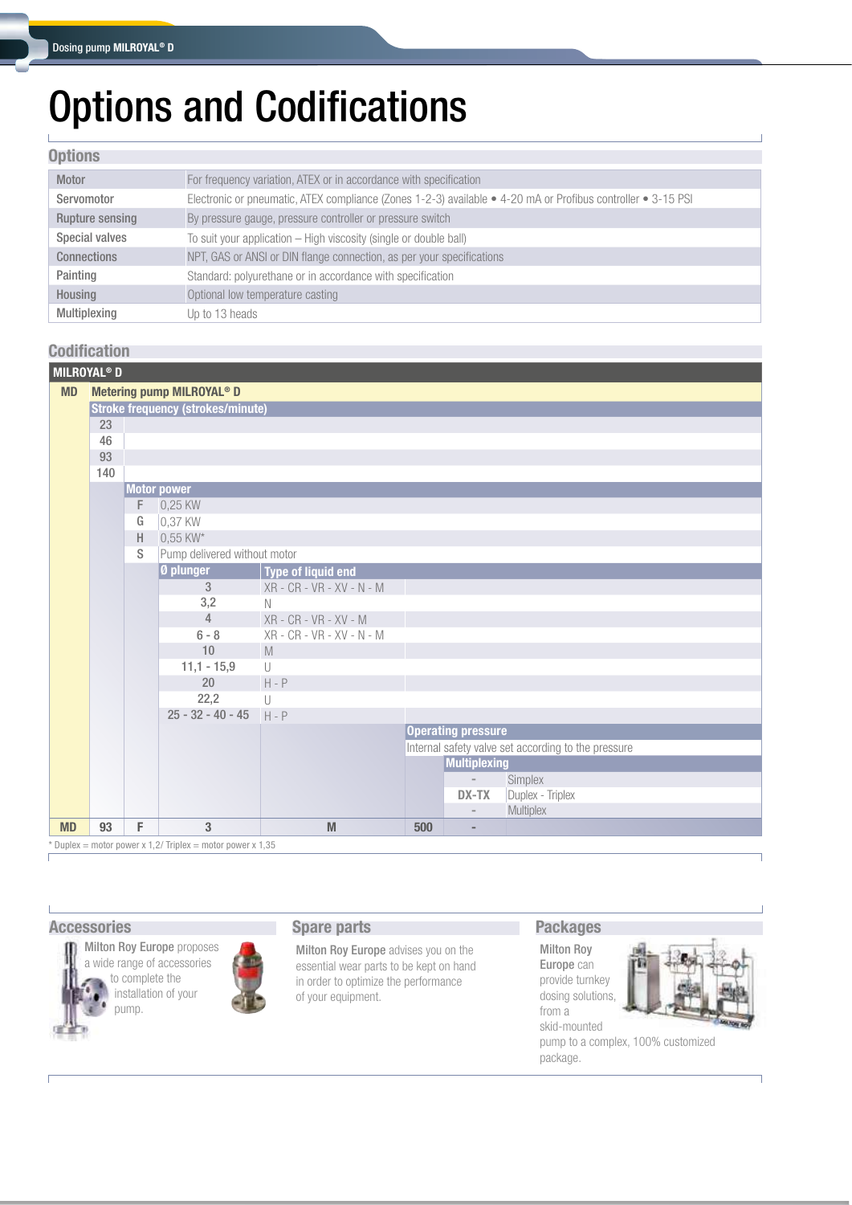# Options and Codifications

## Options

| | |
|---|---|
| Motor | For frequency variation, ATEX or in accordance with specification |
| Servomotor | Electronic or pneumatic, ATEX compliance (Zones 1-2-3) available • 4-20 mA or Profibus controller • 3-15 PSI |
| Rupture sensing | By pressure gauge, pressure controller or pressure switch |
| Special valves | To suit your application – High viscosity (single or double ball) |
| Connections | NPT, GAS or ANSI or DIN flange connection, as per your specifications |
| Painting | Standard: polyurethane or in accordance with specification |
| Housing | Optional low temperature casting |
| Multiplexing | Up to 13 heads |

## Codification

| MILROYAL® D | | | | | | | |
|---|---|---|---|---|---|---|---|
| MD | Metering pump MILROYAL® D | | | | | | |
| | Stroke frequency (strokes/minute) | | | | | | |
| | 23 | | | | | | |
| | 46 | | | | | | |
| | 93 | | | | | | |
| | 140 | | | | | | |
| | | Motor power | | | | | |
| | | F | 0,25 KW | | | | |
| | | G | 0,37 KW | | | | |
| | | H | 0,55 KW* | | | | |
| | | S | Pump delivered without motor | | | | |
| | | | Ø plunger | Type of liquid end | | | |
| | | | 3 | XR - CR - VR - XV - N - M | | | |
| | | | 3,2 | N | | | |
| | | | 4 | XR - CR - VR - XV - M | | | |
| | | | 6 - 8 | XR - CR - VR - XV - N - M | | | |
| | | | 10 | M | | | |
| | | | 11,1 - 15,9 | U | | | |
| | | | 20 | H - P | | | |
| | | | 22,2 | U | | | |
| | | | 25 - 32 - 40 - 45 | H - P | | | |
| | | | | | Operating pressure | | |
| | | | | | Internal safety valve set according to the pressure | | |
| | | | | | | Multiplexing | |
| | | | | | | - | Simplex |
| | | | | | | DX-TX | Duplex - Triplex |
| | | | | | | - | Multiplex |
| MD | 93 | F | 3 | M | 500 | - | |

\* Duplex = motor power x 1,2/ Triplex = motor power x 1,35

## Accessories

**Milton Roy Europe** proposes a wide range of accessories to complete the installation of your pump.

## Spare parts

**Milton Roy Europe** advises you on the essential wear parts to be kept on hand in order to optimize the performance of your equipment.

## Packages

**Milton Roy Europe** can provide turnkey dosing solutions, from a skid-mounted pump to a complex, 100% customized package.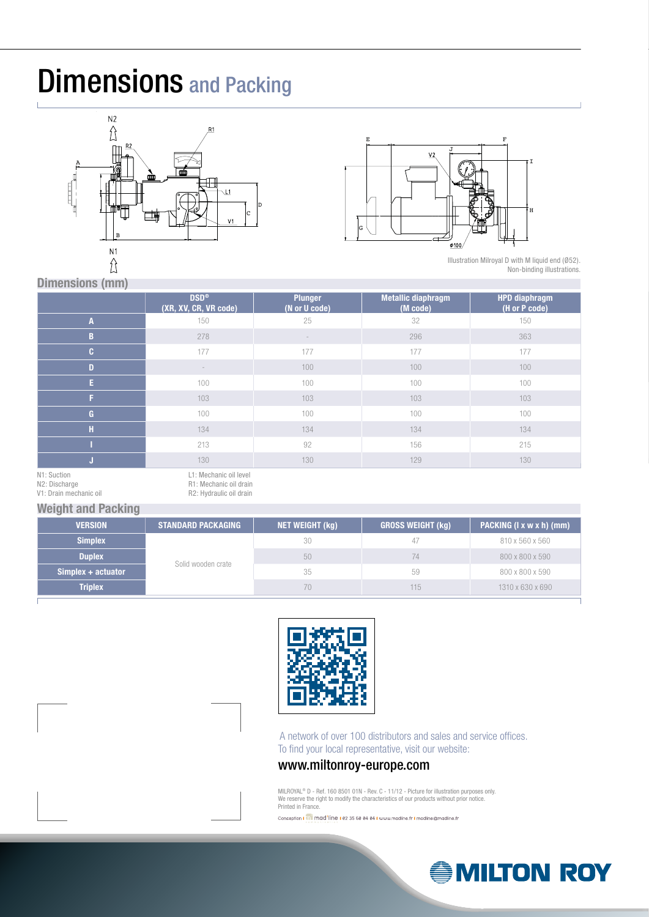# Dimensions and Packing

N2

R1

R2

A

L1

D

C

V1

B

N1

E

F

J

V2

I

H

G

ø100

Illustration Milroyal D with M liquid end (Ø52).
Non-binding illustrations.

## Dimensions (mm)

| | DSD® (XR, XV, CR, VR code) | Plunger (N or U code) | Metallic diaphragm (M code) | HPD diaphragm (H or P code) |
|---|---|---|---|---|
| A | 150 | 25 | 32 | 150 |
| B | 278 | - | 296 | 363 |
| C | 177 | 177 | 177 | 177 |
| D | - | 100 | 100 | 100 |
| E | 100 | 100 | 100 | 100 |
| F | 103 | 103 | 103 | 103 |
| G | 100 | 100 | 100 | 100 |
| H | 134 | 134 | 134 | 134 |
| I | 213 | 92 | 156 | 215 |
| J | 130 | 130 | 129 | 130 |

N1: Suction
N2: Discharge
V1: Drain mechanic oil

L1: Mechanic oil level
R1: Mechanic oil drain
R2: Hydraulic oil drain

## Weight and Packing

| VERSION | STANDARD PACKAGING | NET WEIGHT (kg) | GROSS WEIGHT (kg) | PACKING (l x w x h) (mm) |
|---|---|---|---|---|
| Simplex | Solid wooden crate | 30 | 47 | 810 x 560 x 560 |
| Duplex | | 50 | 74 | 800 x 800 x 590 |
| Simplex + actuator | | 35 | 59 | 800 x 800 x 590 |
| Triplex | | 70 | 115 | 1310 x 630 x 690 |

A network of over 100 distributors and sales and service offices.
To find your local representative, visit our website:

**www.miltonroy-europe.com**

MILROYAL® D - Ref. 160 8501 01N - Rev. C - 11/12 - Picture for illustration purposes only.
We reserve the right to modify the characteristics of our products without prior notice.
Printed in France.

Conception | mad'line | 02 35 60 84 84 | www.madline.fr | madline@madline.fr

MILTON ROY